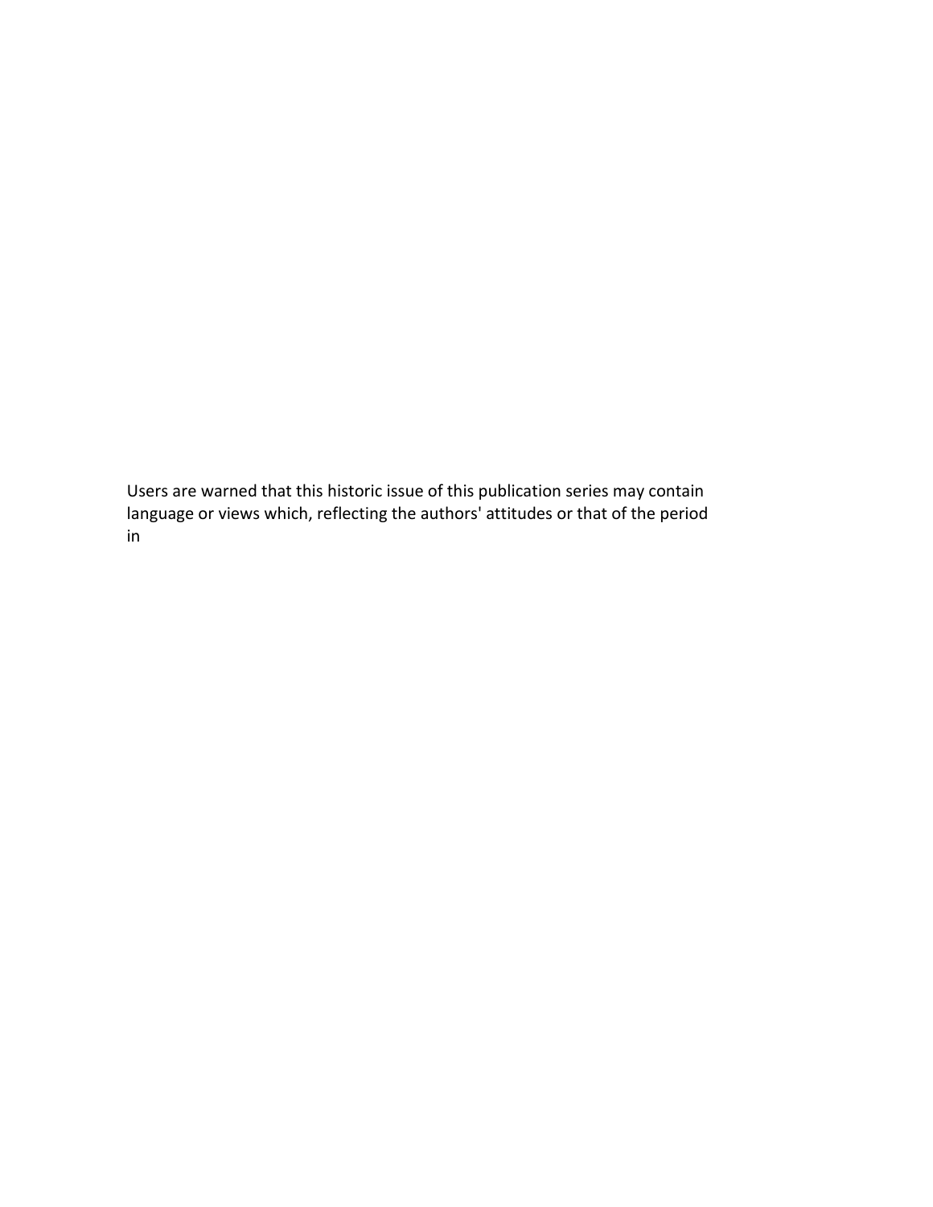Users are warned that this historic issue of this publication series may contain language or views which, reflecting the authors' attitudes or that of the period in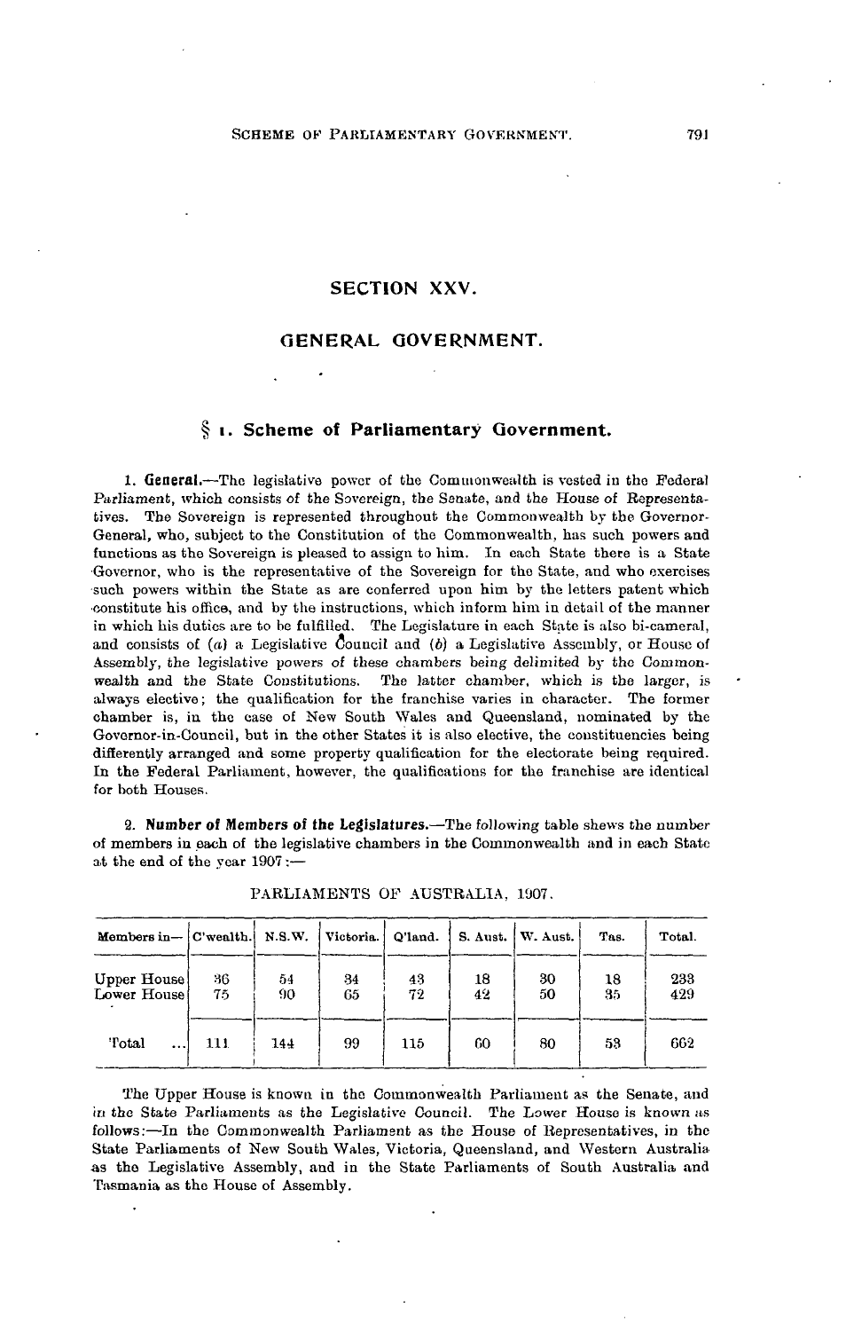# SECTION XXV.

## GENERAL GOVERNMENT.

### § 1. Scheme of Parliamentary Government.

1. **General.**—The legislative power of the Commonwealth is vested in the Federal Parliament, which consists of the Sovereign, the Senate, and the House of Representatives. The Sovereign is represented throughout the Commonwealth by the Governor-General, who, subject to the Constitution of the Commonwealth, has such powers and functions as the Sovereign is pleased to assign to him. In each State there is a State Governor, who is the representative of the Sovereign for the State, and who exercises such powers within the State as are conferred upon him by the letters patent which constitute his office, and by the instructions, which inform him in detail of the manner in which his duties are to be fulfilled. The Legislature in each State is also bi-cameral, and consists of (*a*) a Legislative Council and (*b*) a Legislative Assembly, or House of Assembly, the legislative powers of these chambers being delimited by the Commonwealth and the State Constitutions. The latter chamber, which is the larger, is always elective; the qualification for the franchise varies in character. The former chamber is, in the case of New South Wales and Queensland, nominated by the Governor-in-Council, but in the other States it is also elective, the constituencies being differently arranged and some property qualification for the electorate being required. In the Federal Parliament, however, the qualifications for the franchise are identical for both Houses.

2. **Number of Members of the Legislatures.**—The following table shews the number of members in each of the legislative chambers in the Commonwealth and in each State at the end of the year 1907:—

PARLIAMENTS OF AUSTRALIA, 1907.

| Members in— | C'wealth. | N.S.W. | Victoria. | Q'land. | S. Aust. | W. Aust. | Tas. | Total. |
|---|---|---|---|---|---|---|---|---|
| Upper House | 36 | 54 | 34 | 43 | 18 | 30 | 18 | 233 |
| Lower House | 75 | 90 | 65 | 72 | 42 | 50 | 35 | 429 |
| Total ... | 111 | 144 | 99 | 115 | 60 | 80 | 53 | 662 |

The Upper House is known in the Commonwealth Parliament as the Senate, and in the State Parliaments as the Legislative Council. The Lower House is known as follows:—In the Commonwealth Parliament as the House of Representatives, in the State Parliaments of New South Wales, Victoria, Queensland, and Western Australia as the Legislative Assembly, and in the State Parliaments of South Australia and Tasmania as the House of Assembly.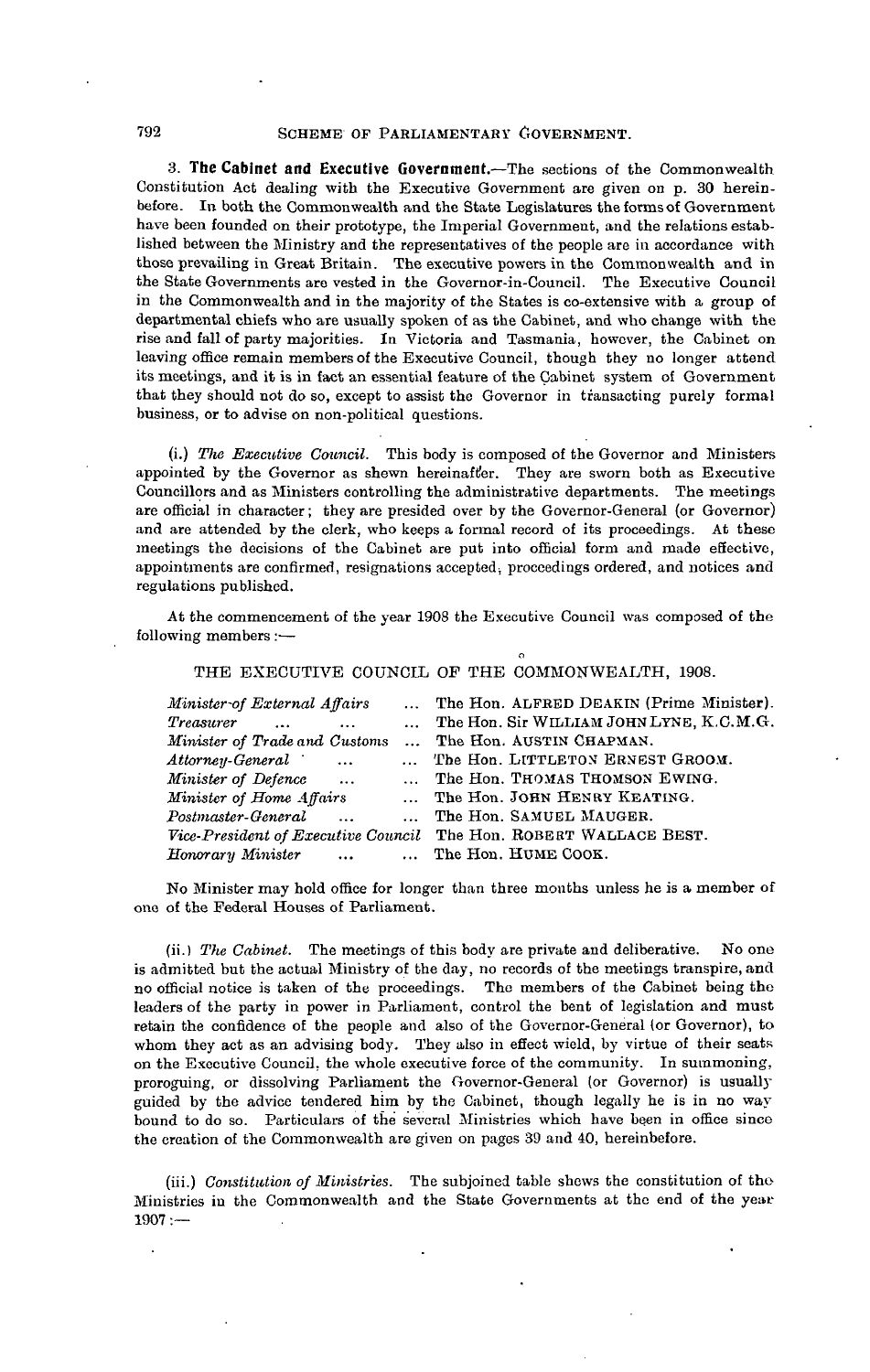**3. The Cabinet and Executive Government.**—The sections of the Commonwealth Constitution Act dealing with the Executive Government are given on p. 30 hereinbefore. In both the Commonwealth and the State Legislatures the forms of Government have been founded on their prototype, the Imperial Government, and the relations established between the Ministry and the representatives of the people are in accordance with those prevailing in Great Britain. The executive powers in the Commonwealth and in the State Governments are vested in the Governor-in-Council. The Executive Council in the Commonwealth and in the majority of the States is co-extensive with a group of departmental chiefs who are usually spoken of as the Cabinet, and who change with the rise and fall of party majorities. In Victoria and Tasmania, however, the Cabinet on leaving office remain members of the Executive Council, though they no longer attend its meetings, and it is in fact an essential feature of the Cabinet system of Government that they should not do so, except to assist the Governor in transacting purely formal business, or to advise on non-political questions.

(i.) *The Executive Council.* This body is composed of the Governor and Ministers appointed by the Governor as shewn hereinafter. They are sworn both as Executive Councillors and as Ministers controlling the administrative departments. The meetings are official in character; they are presided over by the Governor-General (or Governor) and are attended by the clerk, who keeps a formal record of its proceedings. At these meetings the decisions of the Cabinet are put into official form and made effective, appointments are confirmed, resignations accepted, proceedings ordered, and notices and regulations published.

At the commencement of the year 1908 the Executive Council was composed of the following members:—

THE EXECUTIVE COUNCIL OF THE COMMONWEALTH, 1908.

| | |
|---|---|
| *Minister of External Affairs* | The Hon. ALFRED DEAKIN (Prime Minister). |
| *Treasurer* | The Hon. Sir WILLIAM JOHN LYNE, K.C.M.G. |
| *Minister of Trade and Customs* | The Hon. AUSTIN CHAPMAN. |
| *Attorney-General* | The Hon. LITTLETON ERNEST GROOM. |
| *Minister of Defence* | The Hon. THOMAS THOMSON EWING. |
| *Minister of Home Affairs* | The Hon. JOHN HENRY KEATING. |
| *Postmaster-General* | The Hon. SAMUEL MAUGER. |
| *Vice-President of Executive Council* | The Hon. ROBERT WALLACE BEST. |
| *Honorary Minister* | The Hon. HUME COOK. |

No Minister may hold office for longer than three months unless he is a member of one of the Federal Houses of Parliament.

(ii.) *The Cabinet.* The meetings of this body are private and deliberative. No one is admitted but the actual Ministry of the day, no records of the meetings transpire, and no official notice is taken of the proceedings. The members of the Cabinet being the leaders of the party in power in Parliament, control the bent of legislation and must retain the confidence of the people and also of the Governor-General (or Governor), to whom they act as an advising body. They also in effect wield, by virtue of their seats on the Executive Council, the whole executive force of the community. In summoning, proroguing, or dissolving Parliament the Governor-General (or Governor) is usually guided by the advice tendered him by the Cabinet, though legally he is in no way bound to do so. Particulars of the several Ministries which have been in office since the creation of the Commonwealth are given on pages 39 and 40, hereinbefore.

(iii.) *Constitution of Ministries.* The subjoined table shews the constitution of the Ministries in the Commonwealth and the State Governments at the end of the year 1907:—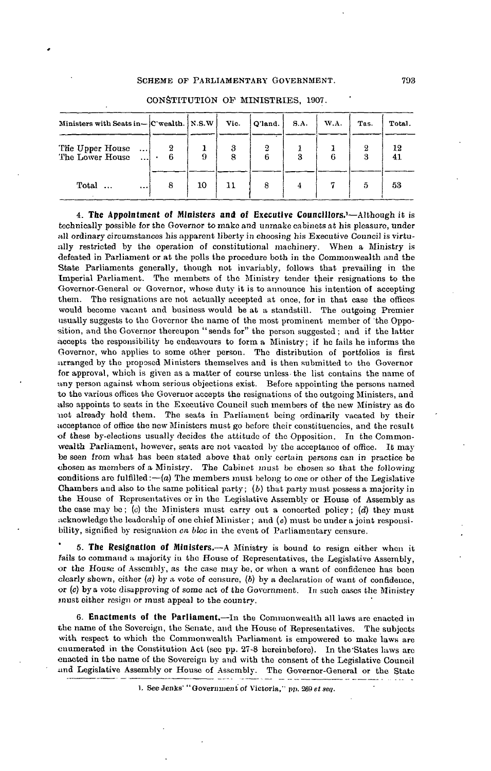### CONSTITUTION OF MINISTRIES, 1907.

| Ministers with Seats in— | C'wealth. | N.S.W | Vic. | Q'land. | S.A. | W.A. | Tas. | Total. |
|---|---|---|---|---|---|---|---|---|
| The Upper House ... | 2 | 1 | 3 | 2 | 1 | 1 | 2 | 12 |
| The Lower House ... | 6 | 9 | 8 | 6 | 3 | 6 | 3 | 41 |
| Total ... | 8 | 10 | 11 | 8 | 4 | 7 | 5 | 53 |

4. **The Appointment of Ministers and of Executive Councillors.**[1]—Although it is technically possible for the Governor to make and unmake cabinets at his pleasure, under all ordinary circumstances his apparent liberty in choosing his Executive Council is virtually restricted by the operation of constitutional machinery. When a Ministry is defeated in Parliament or at the polls the procedure both in the Commonwealth and the State Parliaments generally, though not invariably, follows that prevailing in the Imperial Parliament. The members of the Ministry tender their resignations to the Governor-General or Governor, whose duty it is to announce his intention of accepting them. The resignations are not actually accepted at once, for in that case the offices would become vacant and business would be at a standstill. The outgoing Premier usually suggests to the Governor the name of the most prominent member of the Opposition, and the Governor thereupon "sends for" the person suggested; and if the latter accepts the responsibility he endeavours to form a Ministry; if he fails he informs the Governor, who applies to some other person. The distribution of portfolios is first arranged by the proposed Ministers themselves and is then submitted to the Governor for approval, which is given as a matter of course unless the list contains the name of any person against whom serious objections exist. Before appointing the persons named to the various offices the Governor accepts the resignations of the outgoing Ministers, and also appoints to seats in the Executive Council such members of the new Ministry as do not already hold them. The seats in Parliament being ordinarily vacated by their acceptance of office the new Ministers must go before their constituencies, and the result of these by-elections usually decides the attitude of the Opposition. In the Commonwealth Parliament, however, seats are not vacated by the acceptance of office. It may be seen from what has been stated above that only certain persons can in practice be chosen as members of a Ministry. The Cabinet must be chosen so that the following conditions are fulfilled:—(*a*) The members must belong to one or other of the Legislative Chambers and also to the same political party; (*b*) that party must possess a majority in the House of Representatives or in the Legislative Assembly or House of Assembly as the case may be; (*c*) the Ministers must carry out a concerted policy; (*d*) they must acknowledge the leadership of one chief Minister; and (*e*) must be under a joint responsibility, signified by resignation *en bloc* in the event of Parliamentary censure.

5. **The Resignation of Ministers.**—A Ministry is bound to resign either when it fails to command a majority in the House of Representatives, the Legislative Assembly, or the House of Assembly, as the case may be, or when a want of confidence has been clearly shewn, either (*a*) by a vote of censure, (*b*) by a declaration of want of confidence, or (*c*) by a vote disapproving of some act of the Government. In such cases the Ministry must either resign or must appeal to the country.

6. **Enactments of the Parliament.**—In the Commonwealth all laws are enacted in the name of the Sovereign, the Senate, and the House of Representatives. The subjects with respect to which the Commonwealth Parliament is empowered to make laws are enumerated in the Constitution Act (see pp. 27-8 hereinbefore). In the States laws are enacted in the name of the Sovereign by and with the consent of the Legislative Council and Legislative Assembly or House of Assembly. The Governor-General or the State

1. See Jenks' "Government of Victoria," pp. 269 *et seq.*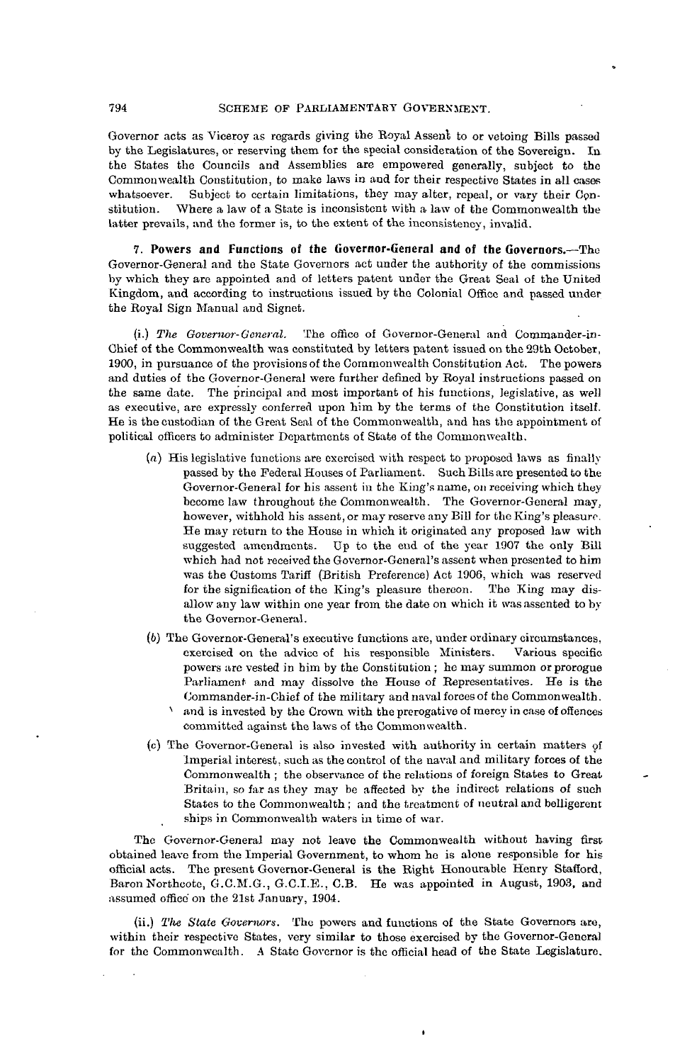Governor acts as Viceroy as regards giving the Royal Assent to or vetoing Bills passed by the Legislatures, or reserving them for the special consideration of the Sovereign. In the States the Councils and Assemblies are empowered generally, subject to the Commonwealth Constitution, to make laws in and for their respective States in all cases whatsoever. Subject to certain limitations, they may alter, repeal, or vary their Constitution. Where a law of a State is inconsistent with a law of the Commonwealth the latter prevails, and the former is, to the extent of the inconsistency, invalid.

**7. Powers and Functions of the Governor-General and of the Governors.**—The Governor-General and the State Governors act under the authority of the commissions by which they are appointed and of letters patent under the Great Seal of the United Kingdom, and according to instructions issued by the Colonial Office and passed under the Royal Sign Manual and Signet.

(i.) *The Governor-General.* The office of Governor-General and Commander-in-Chief of the Commonwealth was constituted by letters patent issued on the 29th October, 1900, in pursuance of the provisions of the Commonwealth Constitution Act. The powers and duties of the Governor-General were further defined by Royal instructions passed on the same date. The principal and most important of his functions, legislative, as well as executive, are expressly conferred upon him by the terms of the Constitution itself. He is the custodian of the Great Seal of the Commonwealth, and has the appointment of political officers to administer Departments of State of the Commonwealth.

(*a*) His legislative functions are exercised with respect to proposed laws as finally passed by the Federal Houses of Parliament. Such Bills are presented to the Governor-General for his assent in the King's name, on receiving which they become law throughout the Commonwealth. The Governor-General may, however, withhold his assent, or may reserve any Bill for the King's pleasure. He may return to the House in which it originated any proposed law with suggested amendments. Up to the end of the year 1907 the only Bill which had not received the Governor-General's assent when presented to him was the Customs Tariff (British Preference) Act 1906, which was reserved for the signification of the King's pleasure thereon. The King may disallow any law within one year from the date on which it was assented to by the Governor-General.

(*b*) The Governor-General's executive functions are, under ordinary circumstances, exercised on the advice of his responsible Ministers. Various specific powers are vested in him by the Constitution; he may summon or prorogue Parliament and may dissolve the House of Representatives. He is the Commander-in-Chief of the military and naval forces of the Commonwealth, and is invested by the Crown with the prerogative of mercy in case of offences committed against the laws of the Commonwealth.

(*c*) The Governor-General is also invested with authority in certain matters of Imperial interest, such as the control of the naval and military forces of the Commonwealth; the observance of the relations of foreign States to Great Britain, so far as they may be affected by the indirect relations of such States to the Commonwealth; and the treatment of neutral and belligerent ships in Commonwealth waters in time of war.

The Governor-General may not leave the Commonwealth without having first obtained leave from the Imperial Government, to whom he is alone responsible for his official acts. The present Governor-General is the Right Honourable Henry Stafford, Baron Northcote, G.C.M.G., G.C.I.E., C.B. He was appointed in August, 1903, and assumed office on the 21st January, 1904.

(ii.) *The State Governors.* The powers and functions of the State Governors are, within their respective States, very similar to those exercised by the Governor-General for the Commonwealth. A State Governor is the official head of the State Legislature.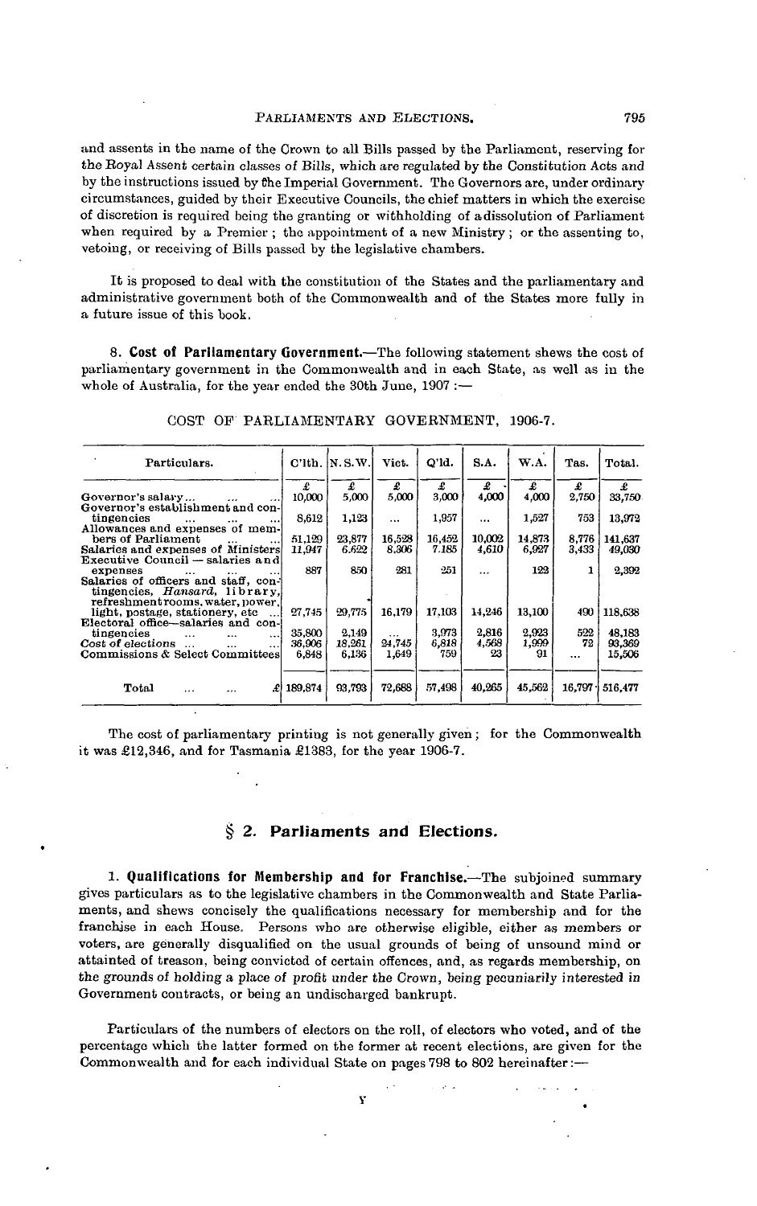and assents in the name of the Crown to all Bills passed by the Parliament, reserving for the Royal Assent certain classes of Bills, which are regulated by the Constitution Acts and by the instructions issued by the Imperial Government. The Governors are, under ordinary circumstances, guided by their Executive Councils, the chief matters in which the exercise of discretion is required being the granting or withholding of a dissolution of Parliament when required by a Premier; the appointment of a new Ministry; or the assenting to, vetoing, or receiving of Bills passed by the legislative chambers.

It is proposed to deal with the constitution of the States and the parliamentary and administrative government both of the Commonwealth and of the States more fully in a future issue of this book.

8. **Cost of Parliamentary Government.**—The following statement shews the cost of parliamentary government in the Commonwealth and in each State, as well as in the whole of Australia, for the year ended the 30th June, 1907:—

COST OF PARLIAMENTARY GOVERNMENT, 1906-7.

| Particulars. | C'lth. | N.S.W. | Vict. | Q'ld. | S.A. | W.A. | Tas. | Total. |
|---|---|---|---|---|---|---|---|---|
| | £ | £ | £ | £ | £ | £ | £ | £ |
| Governor's salary... | 10,000 | 5,000 | 5,000 | 3,000 | 4,000 | 4,000 | 2,750 | 33,750 |
| Governor's establishment and contingencies | 8,612 | 1,123 | ... | 1,957 | ... | 1,527 | 753 | 13,972 |
| Allowances and expenses of members of Parliament | 51,129 | 23,877 | 16,528 | 16,452 | 10,002 | 14,873 | 8,776 | 141,637 |
| Salaries and expenses of Ministers | 11,947 | 6,622 | 8,306 | 7,185 | 4,610 | 6,927 | 3,433 | 49,030 |
| Executive Council — salaries and expenses | 887 | 850 | 281 | 251 | ... | 122 | 1 | 2,392 |
| Salaries of officers and staff, contingencies, *Hansard*, library, refreshment rooms, water, power, light, postage, stationery, etc. | 27,745 | 29,775 | 16,179 | 17,103 | 14,246 | 13,100 | 490 | 118,638 |
| Electoral office—salaries and contingencies | 35,800 | 2,149 | ... | 3,973 | 2,816 | 2,923 | 522 | 48,183 |
| Cost of elections ... | 36,906 | 18,261 | 24,745 | 6,818 | 4,568 | 1,999 | 72 | 93,369 |
| Commissions & Select Committees | 6,848 | 6,136 | 1,649 | 759 | 23 | 91 | ... | 15,506 |
| Total £ | 189,874 | 93,793 | 72,688 | 57,498 | 40,265 | 45,562 | 16,797 | 516,477 |

The cost of parliamentary printing is not generally given; for the Commonwealth it was £12,346, and for Tasmania £1383, for the year 1906-7.

## § 2. Parliaments and Elections.

1. **Qualifications for Membership and for Franchise.**—The subjoined summary gives particulars as to the legislative chambers in the Commonwealth and State Parliaments, and shews concisely the qualifications necessary for membership and for the franchise in each House. Persons who are otherwise eligible, either as members or voters, are generally disqualified on the usual grounds of being of unsound mind or attainted of treason, being convicted of certain offences, and, as regards membership, on the grounds of holding a place of profit under the Crown, being pecuniarily interested in Government contracts, or being an undischarged bankrupt.

Particulars of the numbers of electors on the roll, of electors who voted, and of the percentage which the latter formed on the former at recent elections, are given for the Commonwealth and for each individual State on pages 798 to 802 hereinafter:—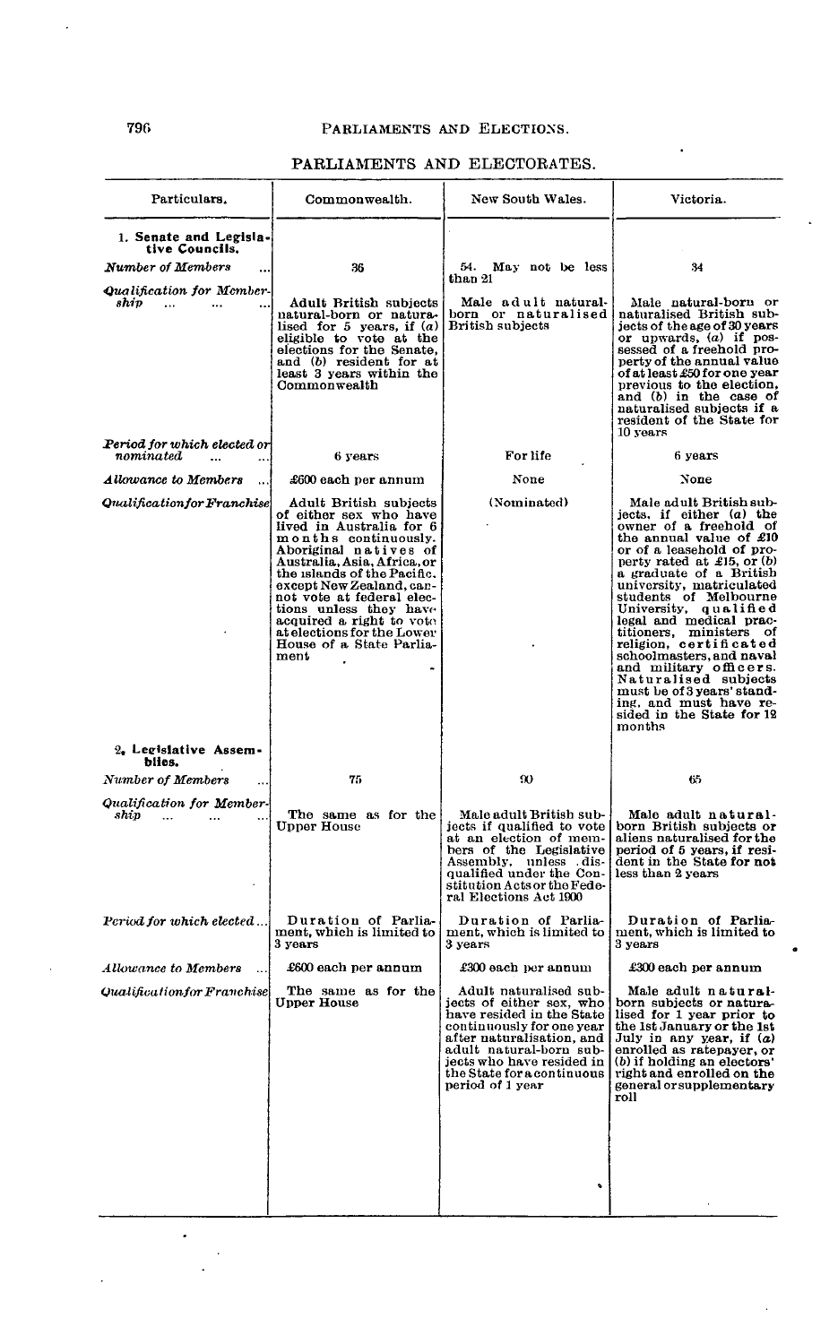## PARLIAMENTS AND ELECTORATES.

| Particulars. | Commonwealth. | New South Wales. | Victoria. |
|---|---|---|---|
| **1. Senate and Legislative Councils.** | | | |
| *Number of Members* ... | 36 | 54. May not be less than 21 | 34 |
| *Qualification for Membership* ... ... ... | Adult British subjects natural-born or naturalised for 5 years, if (a) eligible to vote at the elections for the Senate, and (b) resident for at least 3 years within the Commonwealth | Male adult natural-born or naturalised British subjects | Male natural-born or naturalised British subjects of the age of 30 years or upwards, (a) if possessed of a freehold property of the annual value of at least £50 for one year previous to the election, and (b) in the case of naturalised subjects if a resident of the State for 10 years |
| *Period for which elected or nominated* ... | 6 years | For life | 6 years |
| *Allowance to Members* ... | £600 each per annum | None | None |
| *Qualification for Franchise* | Adult British subjects of either sex who have lived in Australia for 6 months continuously. Aboriginal natives of Australia, Asia, Africa, or the islands of the Pacific, except New Zealand, cannot vote at federal elections unless they have acquired a right to vote at elections for the Lower House of a State Parliament | (Nominated) | Male adult British subjects, if either (a) the owner of a freehold of the annual value of £10 or of a leasehold of property rated at £15, or (b) a graduate of a British university, matriculated students of Melbourne University, qualified legal and medical practitioners, ministers of religion, certificated schoolmasters, and naval and military officers. Naturalised subjects must be of 3 years' standing, and must have resided in the State for 12 months |
| **2. Legislative Assemblies.** | | | |
| *Number of Members* ... | 75 | 90 | 65 |
| *Qualification for Membership* ... ... ... | The same as for the Upper House | Male adult British subjects if qualified to vote at an election of members of the Legislative Assembly, unless disqualified under the Constitution Acts or the Federal Elections Act 1900 | Male adult natural-born British subjects or aliens naturalised for the period of 5 years, if resident in the State for not less than 2 years |
| *Period for which elected* ... | Duration of Parliament, which is limited to 3 years | Duration of Parliament, which is limited to 3 years | Duration of Parliament, which is limited to 3 years |
| *Allowance to Members* ... | £600 each per annum | £300 each per annum | £300 each per annum |
| *Qualification for Franchise* | The same as for the Upper House | Adult naturalised subjects of either sex, who have resided in the State continuously for one year after naturalisation, and adult natural-born subjects who have resided in the State for a continuous period of 1 year | Male adult natural-born subjects or naturalised for 1 year prior to the 1st January or the 1st July in any year, if (a) enrolled as ratepayer, or (b) if holding an electors' right and enrolled on the general or supplementary roll |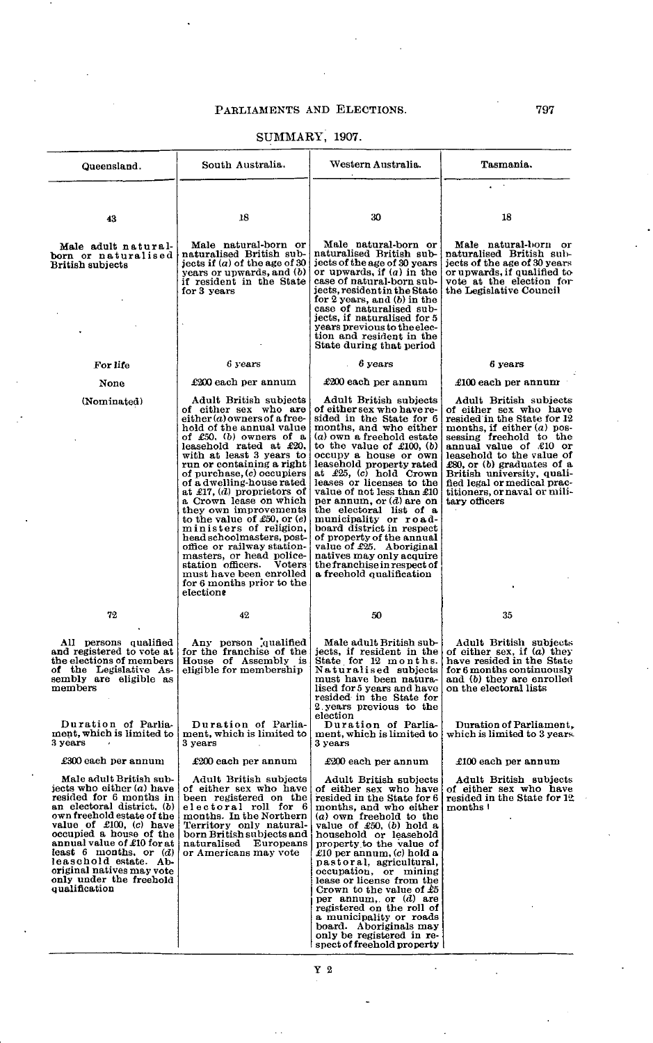## SUMMARY, 1907.

| Queensland. | South Australia. | Western Australia. | Tasmania. |
|---|---|---|---|
| 43 | 18 | 30 | 18 |
| Male adult natural-born or naturalised British subjects | Male natural-born or naturalised British subjects if (a) of the age of 30 years or upwards, and (b) if resident in the State for 3 years | Male natural-born or naturalised British subjects of the age of 30 years or upwards, if (a) in the case of natural-born subjects, resident in the State for 2 years, and (b) in the case of naturalised subjects, if naturalised for 5 years previous to the election and resident in the State during that period | Male natural-born or naturalised British subjects of the age of 30 years or upwards, if qualified to vote at the election for the Legislative Council |
| For life | 6 years | 6 years | 6 years |
| None | £200 each per annum | £200 each per annum | £100 each per annum |
| (Nominated) | Adult British subjects of either sex who are either (a) owners of a freehold of the annual value of £50, (b) owners of a leasehold rated at £20, with at least 3 years to run or containing a right of purchase, (c) occupiers of a dwelling-house rated at £17, (d) proprietors of a Crown lease on which they own improvements to the value of £50, or (e) ministers of religion, head schoolmasters, post-office or railway station-masters, or head police-station officers. Voters must have been enrolled for 6 months prior to the election | Adult British subjects of either sex who have resided in the State for 6 months, and who either (a) own a freehold estate to the value of £100, (b) occupy a house or own leasehold property rated at £25, (c) hold Crown leases or licenses to the value of not less than £10 per annum, or (d) are on the electoral list of a municipality or road-board district in respect of property of the annual value of £25. Aboriginal natives may only acquire the franchise in respect of a freehold qualification | Adult British subjects of either sex who have resided in the State for 12 months, if either (a) possessing freehold to the annual value of £10 or leasehold to the value of £80, or (b) graduates of a British university, qualified legal or medical practitioners, or naval or military officers |
| 72 | 42 | 50 | 35 |
| All persons qualified and registered to vote at the elections of members of the Legislative Assembly are eligible as members | Any person qualified for the franchise of the House of Assembly is eligible for membership | Male adult British subjects, if resident in the State for 12 months. Naturalised subjects must have been naturalised for 5 years and have resided in the State for 2 years previous to the election | Adult British subjects of either sex, if (a) they have resided in the State for 6 months continuously and (b) they are enrolled on the electoral lists |
| Duration of Parliament, which is limited to 3 years | Duration of Parliament, which is limited to 3 years | Duration of Parliament, which is limited to 3 years | Duration of Parliament, which is limited to 3 years |
| £300 each per annum | £200 each per annum | £200 each per annum | £100 each per annum |
| Male adult British subjects who either (a) have resided for 6 months in an electoral district, (b) own freehold estate of the value of £100, (c) have occupied a house of the annual value of £10 for at least 6 months, or (d) leasehold estate. Aboriginal natives may vote only under the freehold qualification | Adult British subjects of either sex who have been registered on the electoral roll for 6 months. In the Northern Territory only natural-born British subjects and naturalised Europeans or Americans may vote | Adult British subjects of either sex who have resided in the State for 6 months, and who either (a) own freehold to the value of £50, (b) hold a household or leasehold property to the value of £10 per annum, (c) hold a pastoral, agricultural, occupation, or mining lease or license from the Crown to the value of £5 per annum, or (d) are registered on the roll of a municipality or roads board. Aboriginals may only be registered in respect of freehold property | Adult British subjects of either sex who have resided in the State for 12 months |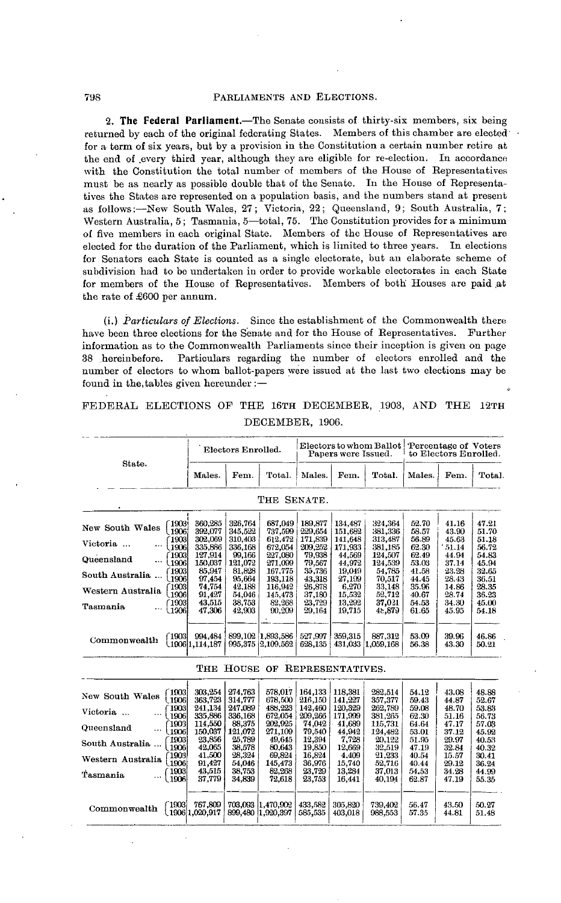**2. The Federal Parliament.**—The Senate consists of thirty-six members, six being returned by each of the original federating States. Members of this chamber are elected for a term of six years, but by a provision in the Constitution a certain number retire at the end of every third year, although they are eligible for re-election. In accordance with the Constitution the total number of members of the House of Representatives must be as nearly as possible double that of the Senate. In the House of Representatives the States are represented on a population basis, and the numbers stand at present as follows:—New South Wales, 27; Victoria, 22; Queensland, 9; South Australia, 7; Western Australia, 5; Tasmania, 5—total, 75. The Constitution provides for a minimum of five members in each original State. Members of the House of Representatives are elected for the duration of the Parliament, which is limited to three years. In elections for Senators each State is counted as a single electorate, but an elaborate scheme of subdivision had to be undertaken in order to provide workable electorates in each State for members of the House of Representatives. Members of both Houses are paid at the rate of £600 per annum.

(i.) *Particulars of Elections.* Since the establishment of the Commonwealth there have been three elections for the Senate and for the House of Representatives. Further information as to the Commonwealth Parliaments since their inception is given on page 38 hereinbefore. Particulars regarding the number of electors enrolled and the number of electors to whom ballot-papers were issued at the last two elections may be found in the tables given hereunder:—

FEDERAL ELECTIONS OF THE 16TH DECEMBER, 1903, AND THE 12TH DECEMBER, 1906.

| State. | | Electors Enrolled. | | | Electors to whom Ballot Papers were Issued. | | | Percentage of Voters to Electors Enrolled. | | |
|---|---|---|---|---|---|---|---|---|---|---|
| | | Males. | Fem. | Total. | Males. | Fem. | Total. | Males. | Fem. | Total. |
| **THE SENATE.** | | | | | | | | | | |
| New South Wales | 1903 | 360,285 | 326,764 | 687,049 | 189,877 | 134,487 | 324,364 | 52.70 | 41.16 | 47.21 |
| | 1906 | 392,077 | 345,522 | 737,599 | 229,654 | 151,682 | 381,336 | 58.57 | 43.90 | 51.70 |
| Victoria ... | 1903 | 302,069 | 310,403 | 612,472 | 171,839 | 141,648 | 313,487 | 56.89 | 45.63 | 51.18 |
| | 1906 | 335,886 | 336,168 | 672,054 | 209,252 | 171,933 | 381,185 | 62.30 | 51.14 | 56.72 |
| Queensland ... | 1903 | 127,914 | 99,166 | 227,080 | 79,938 | 44,569 | 124,507 | 62.49 | 44.94 | 54.83 |
| | 1906 | 150,037 | 121,072 | 271,099 | 79,567 | 44,972 | 124,539 | 53.03 | 37.14 | 45.94 |
| South Australia ... | 1903 | 85,947 | 81,828 | 167,775 | 35,736 | 19,049 | 54,785 | 41.58 | 23.28 | 32.65 |
| | 1906 | 97,454 | 95,664 | 193,118 | 43,318 | 27,199 | 70,517 | 44.45 | 28.43 | 36.51 |
| Western Australia | 1903 | 74,754 | 42,188 | 116,942 | 26,878 | 6,270 | 33,148 | 35.96 | 14.86 | 28.35 |
| | 1906 | 91,427 | 54,046 | 145,473 | 37,180 | 15,532 | 52,712 | 40.67 | 28.74 | 36.23 |
| Tasmania ... | 1903 | 43,515 | 38,753 | 82,268 | 23,729 | 13,292 | 37,021 | 54.53 | 34.30 | 45.00 |
| | 1906 | 47,306 | 42,903 | 90,209 | 29,164 | 19,715 | 48,879 | 61.65 | 45.95 | 54.18 |
| Commonwealth | 1903 | 994,484 | 899,102 | 1,893,586 | 527,997 | 359,315 | 887,312 | 53.09 | 39.96 | 46.86 |
| | 1906 | 1,114,187 | 995,375 | 2,109,562 | 628,135 | 431,033 | 1,059,168 | 56.38 | 43.30 | 50.21 |
| **THE HOUSE OF REPRESENTATIVES.** | | | | | | | | | | |
| New South Wales | 1903 | 303,254 | 274,763 | 578,017 | 164,133 | 118,381 | 282,514 | 54.12 | 43.08 | 48.88 |
| | 1906 | 363,723 | 314,777 | 678,500 | 216,150 | 141,227 | 357,377 | 59.43 | 44.87 | 52.67 |
| Victoria ... | 1903 | 241,134 | 247,089 | 488,223 | 142,460 | 120,329 | 262,789 | 59.08 | 48.70 | 53.83 |
| | 1906 | 335,886 | 336,168 | 672,054 | 209,266 | 171,999 | 381,265 | 62.30 | 51.16 | 56.73 |
| Queensland ... | 1903 | 114,550 | 88,375 | 202,925 | 74,042 | 41,689 | 115,731 | 64.64 | 47.17 | 57.03 |
| | 1906 | 150,037 | 121,072 | 271,109 | 79,540 | 44,942 | 124,482 | 53.01 | 37.12 | 45.92 |
| South Australia ... | 1903 | 23,856 | 25,789 | 49,645 | 12,394 | 7,728 | 20,122 | 51.95 | 29.97 | 40.53 |
| | 1906 | 42,065 | 38,578 | 80,643 | 19,850 | 12,669 | 32,519 | 47.19 | 32.84 | 40.32 |
| Western Australia | 1903 | 41,500 | 28,324 | 69,824 | 16,824 | 4,409 | 21,233 | 40.54 | 15.57 | 30.41 |
| | 1906 | 91,427 | 54,046 | 145,473 | 36,976 | 15,740 | 52,716 | 40.44 | 29.12 | 36.24 |
| Tasmania ... | 1903 | 43,515 | 38,753 | 82,268 | 23,729 | 13,284 | 37,013 | 54.53 | 34.28 | 44.99 |
| | 1906 | 37,779 | 34,839 | 72,618 | 23,753 | 16,441 | 40,194 | 62.87 | 47.19 | 55.35 |
| Commonwealth | 1903 | 767,809 | 703,093 | 1,470,902 | 433,582 | 305,820 | 739,402 | 56.47 | 43.50 | 50.27 |
| | 1906 | 1,020,917 | 899,480 | 1,920,397 | 585,535 | 403,018 | 988,553 | 57.35 | 44.81 | 51.48 |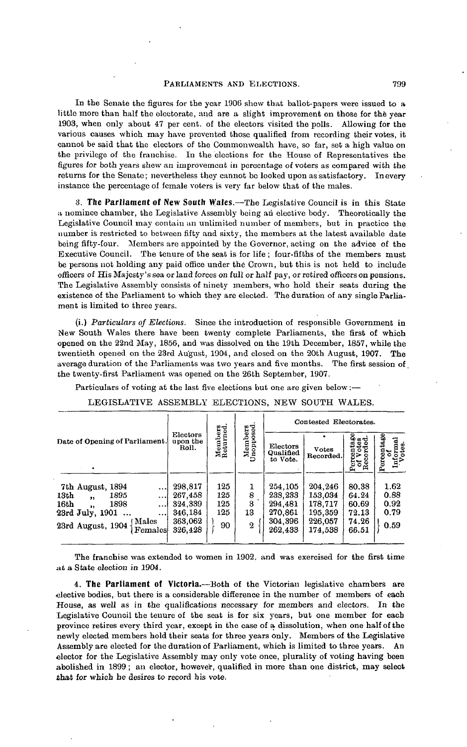In the Senate the figures for the year 1906 shew that ballot-papers were issued to a little more than half the electorate, and are a slight improvement on those for the year 1903, when only about 47 per cent. of the electors visited the polls. Allowing for the various causes which may have prevented those qualified from recording their votes, it cannot be said that the electors of the Commonwealth have, so far, set a high value on the privilege of the franchise. In the elections for the House of Representatives the figures for both years shew an improvement in percentage of voters as compared with the returns for the Senate; nevertheless they cannot be looked upon as satisfactory. In every instance the percentage of female voters is very far below that of the males.

3. **The Parliament of New South Wales.**—The Legislative Council is in this State a nominee chamber, the Legislative Assembly being an elective body. Theoretically the Legislative Council may contain an unlimited number of members, but in practice the number is restricted to between fifty and sixty, the members at the latest available date being fifty-four. Members are appointed by the Governor, acting on the advice of the Executive Council. The tenure of the seat is for life; four-fifths of the members must be persons not holding any paid office under the Crown, but this is not held to include officers of His Majesty's sea or land forces on full or half pay, or retired officers on pensions. The Legislative Assembly consists of ninety members, who hold their seats during the existence of the Parliament to which they are elected. The duration of any single Parliament is limited to three years.

(i.) *Particulars of Elections.* Since the introduction of responsible Government in New South Wales there have been twenty complete Parliaments, the first of which opened on the 22nd May, 1856, and was dissolved on the 19th December, 1857, while the twentieth opened on the 23rd August, 1904, and closed on the 20th August, 1907. The average duration of the Parliaments was two years and five months. The first session of the twenty-first Parliament was opened on the 26th September, 1907.

Particulars of voting at the last five elections but one are given below:—

LEGISLATIVE ASSEMBLY ELECTIONS, NEW SOUTH WALES.

| Date of Opening of Parliament. | Electors upon the Roll. | Members Returned. | Members Unopposed. | Contested Electorates. | | | |
|---|---|---|---|---|---|---|---|
| | | | | Electors Qualified to Vote. | Votes Recorded. | Percentage of Votes Recorded. | Percentage of Informal Votes. |
| 7th August, 1894 ... | 298,817 | 125 | 1 | 254,105 | 204,246 | 80.38 | 1.62 |
| 13th " 1895 ... | 267,458 | 125 | 8 | 238,233 | 153,034 | 64.24 | 0.88 |
| 16th " 1898 ... | 324,339 | 125 | 3 | 294,481 | 178,717 | 60.69 | 0.92 |
| 23rd July, 1901 ... | 346,184 | 125 | 13 | 270,861 | 195,359 | 72.13 | 0.79 |
| 23rd August, 1904 Males | 363,062 | 90 | 2 | 304,396 | 226,057 | 74.26 | 0.59 |
| 23rd August, 1904 Females | 326,428 | | | 262,433 | 174,538 | 66.51 | |

The franchise was extended to women in 1902, and was exercised for the first time at a State election in 1904.

4. **The Parliament of Victoria.**—Both of the Victorian legislative chambers are elective bodies, but there is a considerable difference in the number of members of each House, as well as in the qualifications necessary for members and electors. In the Legislative Council the tenure of the seat is for six years, but one member for each province retires every third year, except in the case of a dissolution, when one half of the newly elected members hold their seats for three years only. Members of the Legislative Assembly are elected for the duration of Parliament, which is limited to three years. An elector for the Legislative Assembly may only vote once, plurality of voting having been abolished in 1899; an elector, however, qualified in more than one district, may select that for which he desires to record his vote.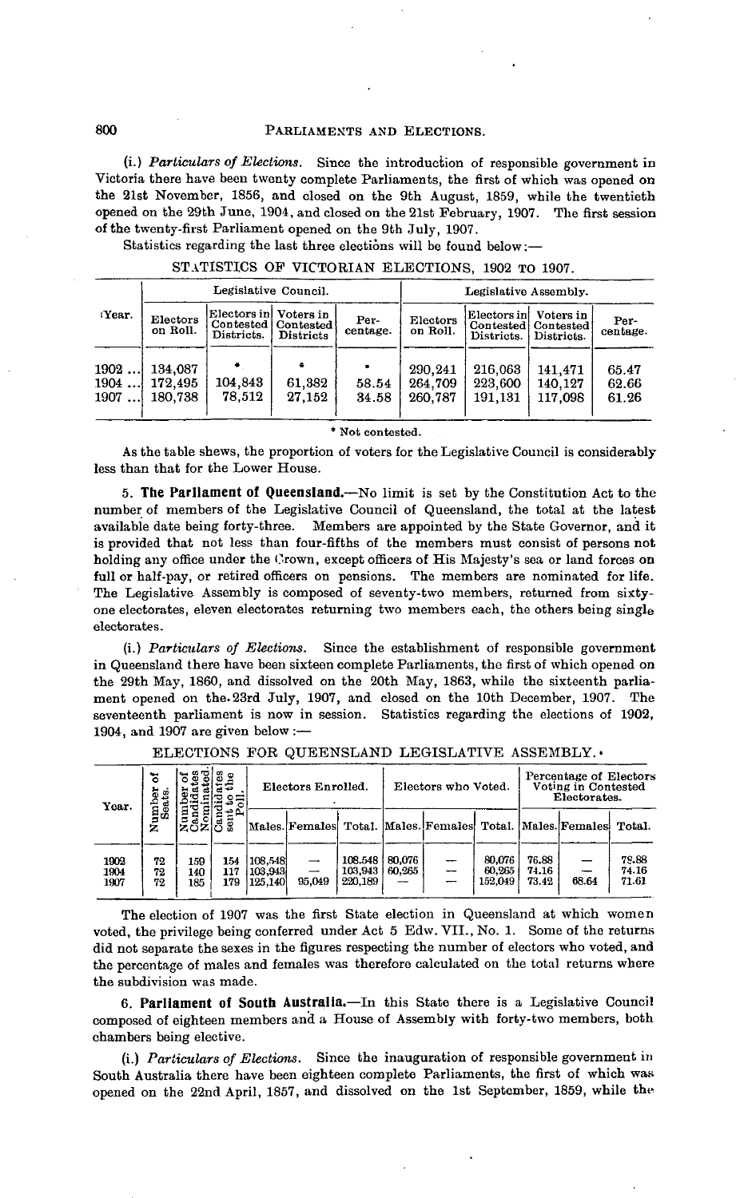(i.) *Particulars of Elections.* Since the introduction of responsible government in Victoria there have been twenty complete Parliaments, the first of which was opened on the 21st November, 1856, and closed on the 9th August, 1859, while the twentieth opened on the 29th June, 1904, and closed on the 21st February, 1907. The first session of the twenty-first Parliament opened on the 9th July, 1907.

Statistics regarding the last three elections will be found below:—

STATISTICS OF VICTORIAN ELECTIONS, 1902 TO 1907.

| Year. | Legislative Council. | | | | Legislative Assembly. | | | |
|---|---|---|---|---|---|---|---|---|
| | Electors on Roll. | Electors in Contested Districts. | Voters in Contested Districts | Percentage. | Electors on Roll. | Electors in Contested Districts. | Voters in Contested Districts. | Percentage. |
| 1902 ... | 134,087 | * | * | * | 290,241 | 216,063 | 141,471 | 65.47 |
| 1904 ... | 172,495 | 104,843 | 61,382 | 58.54 | 264,709 | 223,600 | 140,127 | 62.66 |
| 1907 ... | 180,738 | 78,512 | 27,152 | 34.58 | 260,787 | 191,131 | 117,098 | 61.26 |

\* Not contested.

As the table shews, the proportion of voters for the Legislative Council is considerably less than that for the Lower House.

5. **The Parliament of Queensland.**—No limit is set by the Constitution Act to the number of members of the Legislative Council of Queensland, the total at the latest available date being forty-three. Members are appointed by the State Governor, and it is provided that not less than four-fifths of the members must consist of persons not holding any office under the Crown, except officers of His Majesty's sea or land forces on full or half-pay, or retired officers on pensions. The members are nominated for life. The Legislative Assembly is composed of seventy-two members, returned from sixty-one electorates, eleven electorates returning two members each, the others being single electorates.

(i.) *Particulars of Elections.* Since the establishment of responsible government in Queensland there have been sixteen complete Parliaments, the first of which opened on the 29th May, 1860, and dissolved on the 20th May, 1863, while the sixteenth parliament opened on the 23rd July, 1907, and closed on the 10th December, 1907. The seventeenth parliament is now in session. Statistics regarding the elections of 1902, 1904, and 1907 are given below:—

ELECTIONS FOR QUEENSLAND LEGISLATIVE ASSEMBLY.

| Year. | Number of Seats. | Number of Candidates Nominated. | Candidates sent to the Poll. | Electors Enrolled. | | | Electors who Voted. | | | Percentage of Electors Voting in Contested Electorates. | | |
|---|---|---|---|---|---|---|---|---|---|---|---|---|
| | | | | Males. | Females | Total. | Males. | Females | Total. | Males. | Females | Total. |
| 1902 | 72 | 159 | 154 | 108,548 | — | 108,548 | 80,076 | — | 80,076 | 76.88 | — | 76.88 |
| 1904 | 72 | 140 | 117 | 103,943 | — | 103,943 | 60,265 | — | 60,265 | 74.16 | — | 74.16 |
| 1907 | 72 | 185 | 179 | 125,140 | 95,049 | 220,189 | — | — | 152,049 | 73.42 | 68.64 | 71.61 |

The election of 1907 was the first State election in Queensland at which women voted, the privilege being conferred under Act 5 Edw. VII., No. 1. Some of the returns did not separate the sexes in the figures respecting the number of electors who voted, and the percentage of males and females was therefore calculated on the total returns where the subdivision was made.

6. **Parliament of South Australia.**—In this State there is a Legislative Council composed of eighteen members and a House of Assembly with forty-two members, both chambers being elective.

(i.) *Particulars of Elections.* Since the inauguration of responsible government in South Australia there have been eighteen complete Parliaments, the first of which was opened on the 22nd April, 1857, and dissolved on the 1st September, 1859, while the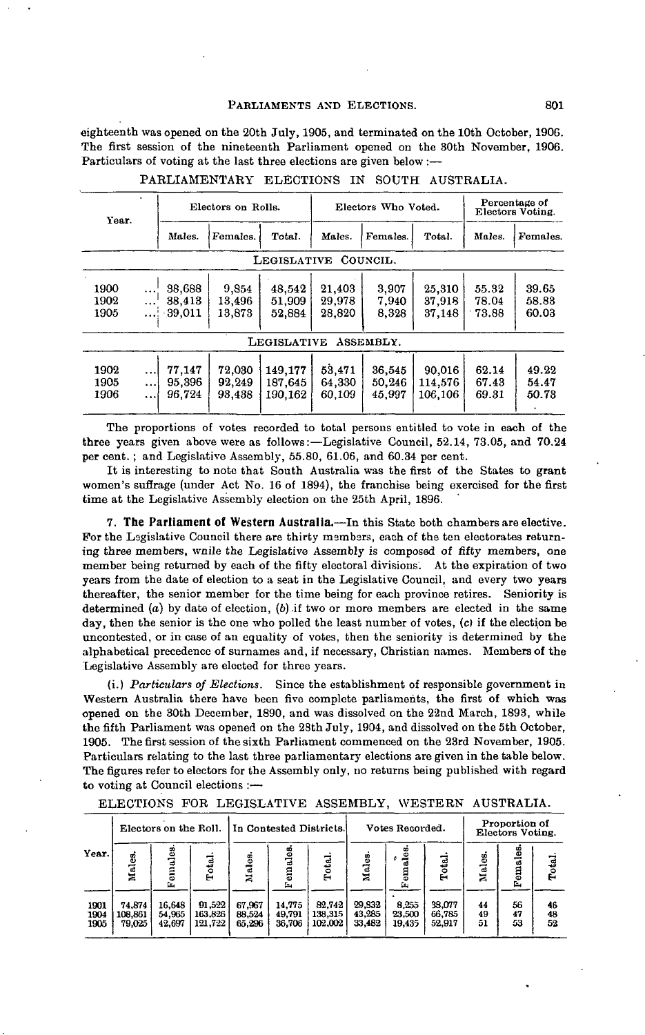eighteenth was opened on the 20th July, 1905, and terminated on the 10th October, 1906. The first session of the nineteenth Parliament opened on the 30th November, 1906. Particulars of voting at the last three elections are given below :—

PARLIAMENTARY ELECTIONS IN SOUTH AUSTRALIA.

| Year. | Electors on Rolls. | | | Electors Who Voted. | | | Percentage of Electors Voting. | |
|---|---|---|---|---|---|---|---|---|
| | Males. | Females. | Total. | Males. | Females. | Total. | Males. | Females. |
| LEGISLATIVE COUNCIL. | | | | | | | | |
| 1900 ... | 38,688 | 9,854 | 48,542 | 21,403 | 3,907 | 25,310 | 55.32 | 39.65 |
| 1902 ... | 38,413 | 13,496 | 51,909 | 29,978 | 7,940 | 37,918 | 78.04 | 58.83 |
| 1905 ... | 39,011 | 13,873 | 52,884 | 28,820 | 8,328 | 37,148 | 73.88 | 60.03 |
| LEGISLATIVE ASSEMBLY. | | | | | | | | |
| 1902 ... | 77,147 | 72,030 | 149,177 | 53,471 | 36,545 | 90,016 | 62.14 | 49.22 |
| 1905 ... | 95,396 | 92,249 | 187,645 | 64,330 | 50,246 | 114,576 | 67.43 | 54.47 |
| 1906 ... | 96,724 | 93,438 | 190,162 | 60,109 | 45,997 | 106,106 | 69.31 | 50.73 |

The proportions of votes recorded to total persons entitled to vote in each of the three years given above were as follows:—Legislative Council, 52.14, 73.05, and 70.24 per cent.; and Legislative Assembly, 55.80, 61.06, and 60.34 per cent.

It is interesting to note that South Australia was the first of the States to grant women's suffrage (under Act No. 16 of 1894), the franchise being exercised for the first time at the Legislative Assembly election on the 25th April, 1896.

7. **The Parliament of Western Australia.**—In this State both chambers are elective. For the Legislative Council there are thirty members, each of the ten electorates returning three members, while the Legislative Assembly is composed of fifty members, one member being returned by each of the fifty electoral divisions. At the expiration of two years from the date of election to a seat in the Legislative Council, and every two years thereafter, the senior member for the time being for each province retires. Seniority is determined (*a*) by date of election, (*b*) if two or more members are elected in the same day, then the senior is the one who polled the least number of votes, (*c*) if the election be uncontested, or in case of an equality of votes, then the seniority is determined by the alphabetical precedence of surnames and, if necessary, Christian names. Members of the Legislative Assembly are elected for three years.

(i.) *Particulars of Elections.* Since the establishment of responsible government in Western Australia there have been five complete parliaments, the first of which was opened on the 30th December, 1890, and was dissolved on the 22nd March, 1893, while the fifth Parliament was opened on the 28th July, 1904, and dissolved on the 5th October, 1905. The first session of the sixth Parliament commenced on the 23rd November, 1905. Particulars relating to the last three parliamentary elections are given in the table below. The figures refer to electors for the Assembly only, no returns being published with regard to voting at Council elections :—

ELECTIONS FOR LEGISLATIVE ASSEMBLY, WESTERN AUSTRALIA.

| Year. | Electors on the Roll. | | | In Contested Districts. | | | Votes Recorded. | | | Proportion of Electors Voting. | | |
|---|---|---|---|---|---|---|---|---|---|---|---|---|
| | Males. | Females. | Total. | Males. | Females. | Total. | Males. | Females. | Total. | Males. | Females. | Total. |
| 1901 | 74,874 | 16,648 | 91,522 | 67,967 | 14,775 | 82,742 | 29,832 | 8,255 | 38,077 | 44 | 56 | 46 |
| 1904 | 108,861 | 54,965 | 163,826 | 88,524 | 49,791 | 138,315 | 43,285 | 23,500 | 66,785 | 49 | 47 | 48 |
| 1905 | 79,025 | 42,697 | 121,722 | 65,296 | 36,706 | 102,002 | 33,482 | 19,435 | 52,917 | 51 | 53 | 52 |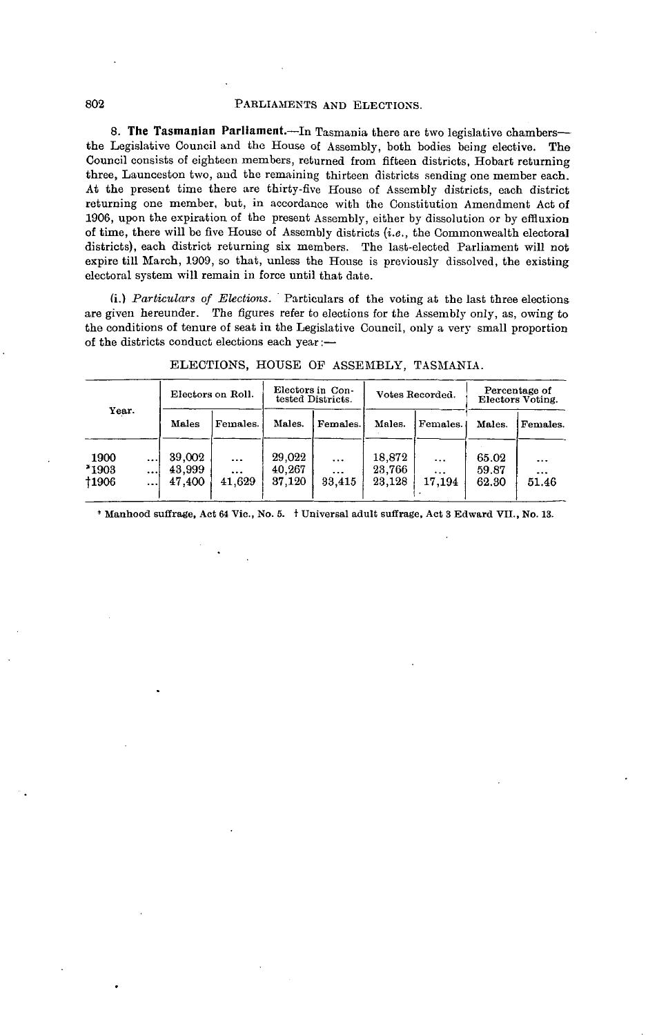**8. The Tasmanian Parliament.**—In Tasmania there are two legislative chambers—the Legislative Council and the House of Assembly, both bodies being elective. The Council consists of eighteen members, returned from fifteen districts, Hobart returning three, Launceston two, and the remaining thirteen districts sending one member each. At the present time there are thirty-five House of Assembly districts, each district returning one member, but, in accordance with the Constitution Amendment Act of 1906, upon the expiration of the present Assembly, either by dissolution or by effluxion of time, there will be five House of Assembly districts (*i.e.*, the Commonwealth electoral districts), each district returning six members. The last-elected Parliament will not expire till March, 1909, so that, unless the House is previously dissolved, the existing electoral system will remain in force until that date.

(i.) *Particulars of Elections.* Particulars of the voting at the last three elections are given hereunder. The figures refer to elections for the Assembly only, as, owing to the conditions of tenure of seat in the Legislative Council, only a very small proportion of the districts conduct elections each year:—

ELECTIONS, HOUSE OF ASSEMBLY, TASMANIA.

| Year. | Electors on Roll. | | Electors in Contested Districts. | | Votes Recorded. | | Percentage of Electors Voting. | |
|---|---|---|---|---|---|---|---|---|
| | Males | Females. | Males. | Females. | Males. | Females. | Males. | Females. |
| 1900 ... | 39,002 | ... | 29,022 | ... | 18,872 | ... | 65.02 | ... |
| *1903 ... | 43,999 | ... | 40,267 | ... | 23,766 | ... | 59.87 | ... |
| †1906 ... | 47,400 | 41,629 | 37,120 | 33,415 | 23,128 | 17,194 | 62.30 | 51.46 |

\* Manhood suffrage, Act 64 Vic., No. 5. † Universal adult suffrage, Act 3 Edward VII., No. 13.